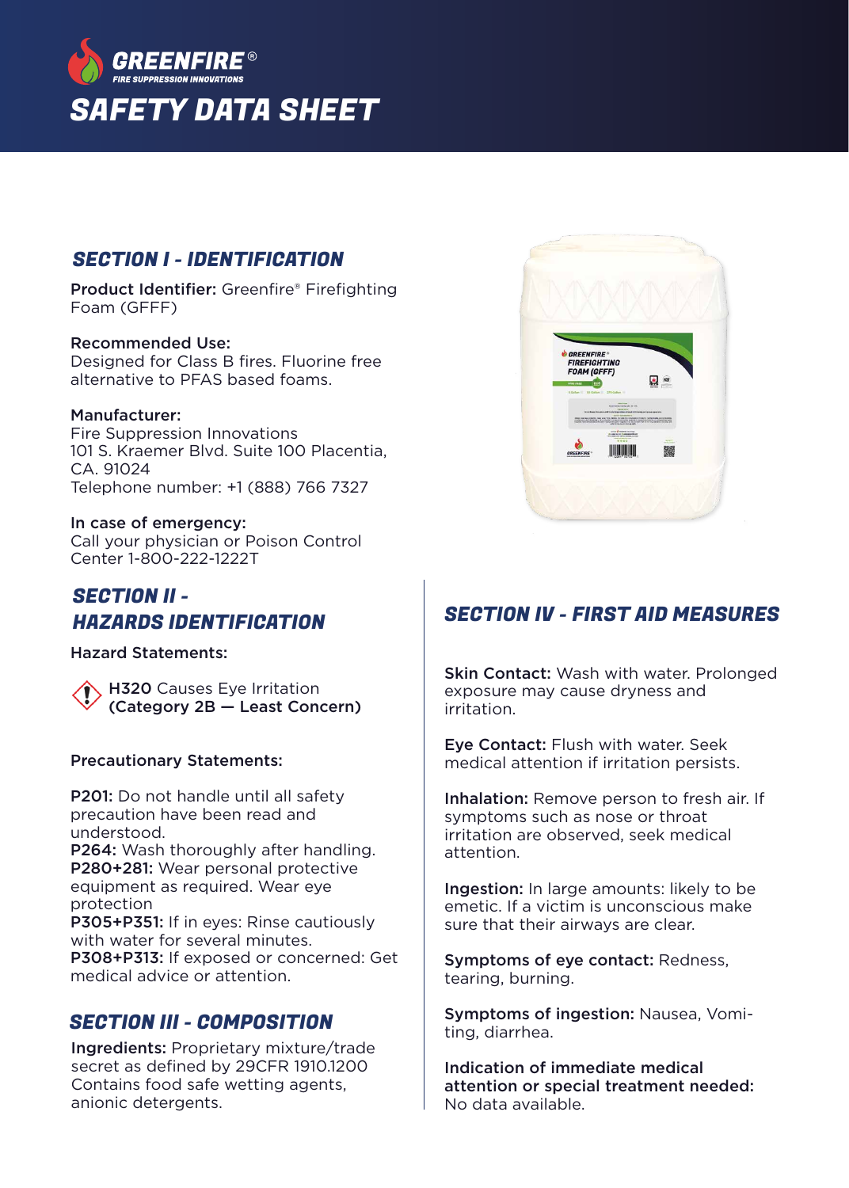# GREENFIRE®

FIRE SUPPRESSION INNOVATIONS

# SAFETY DATA SHEET

## SECTION I - IDENTIFICATION

**Product Identifier:** Greenfire® Firefighting Foam (GFFF)

**Recommended Use:**
Designed for Class B fires. Fluorine free alternative to PFAS based foams.

**Manufacturer:**
Fire Suppression Innovations
101 S. Kraemer Blvd. Suite 100 Placentia, CA. 91024
Telephone number: +1 (888) 766 7327

**In case of emergency:**
Call your physician or Poison Control Center 1-800-222-1222T

## SECTION II - HAZARDS IDENTIFICATION

**Hazard Statements:**

**H320** Causes Eye Irritation **(Category 2B — Least Concern)**

**Precautionary Statements:**

**P201:** Do not handle until all safety precaution have been read and understood.
**P264:** Wash thoroughly after handling.
**P280+281:** Wear personal protective equipment as required. Wear eye protection
**P305+P351:** If in eyes: Rinse cautiously with water for several minutes.
**P308+P313:** If exposed or concerned: Get medical advice or attention.

## SECTION III - COMPOSITION

**Ingredients:** Proprietary mixture/trade secret as defined by 29CFR 1910.1200 Contains food safe wetting agents, anionic detergents.

## SECTION IV - FIRST AID MEASURES

**Skin Contact:** Wash with water. Prolonged exposure may cause dryness and irritation.

**Eye Contact:** Flush with water. Seek medical attention if irritation persists.

**Inhalation:** Remove person to fresh air. If symptoms such as nose or throat irritation are observed, seek medical attention.

**Ingestion:** In large amounts: likely to be emetic. If a victim is unconscious make sure that their airways are clear.

**Symptoms of eye contact:** Redness, tearing, burning.

**Symptoms of ingestion:** Nausea, Vomiting, diarrhea.

**Indication of immediate medical attention or special treatment needed:** No data available.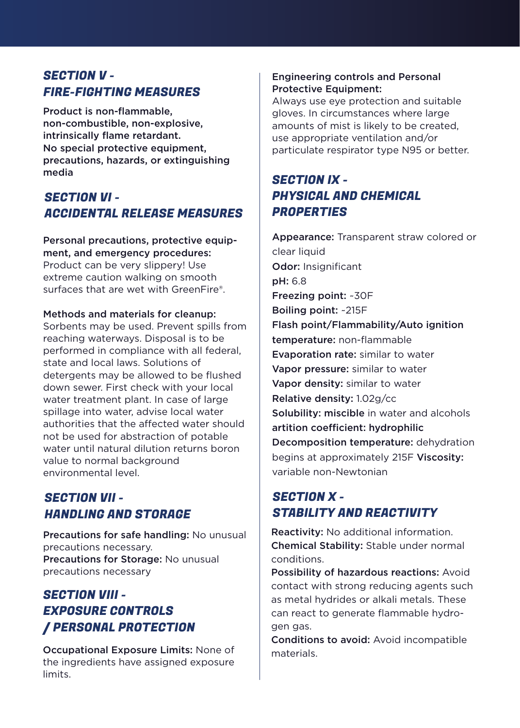## SECTION V - FIRE-FIGHTING MEASURES

**Product is non-flammable, non-combustible, non-explosive, intrinsically flame retardant. No special protective equipment, precautions, hazards, or extinguishing media**

## SECTION VI - ACCIDENTAL RELEASE MEASURES

**Personal precautions, protective equipment, and emergency procedures:**
Product can be very slippery! Use extreme caution walking on smooth surfaces that are wet with GreenFire®.

**Methods and materials for cleanup:**
Sorbents may be used. Prevent spills from reaching waterways. Disposal is to be performed in compliance with all federal, state and local laws. Solutions of detergents may be allowed to be flushed down sewer. First check with your local water treatment plant. In case of large spillage into water, advise local water authorities that the affected water should not be used for abstraction of potable water until natural dilution returns boron value to normal background environmental level.

## SECTION VII - HANDLING AND STORAGE

**Precautions for safe handling:** No unusual precautions necessary.
**Precautions for Storage:** No unusual precautions necessary

## SECTION VIII - EXPOSURE CONTROLS / PERSONAL PROTECTION

**Occupational Exposure Limits:** None of the ingredients have assigned exposure limits.

**Engineering controls and Personal Protective Equipment:**
Always use eye protection and suitable gloves. In circumstances where large amounts of mist is likely to be created, use appropriate ventilation and/or particulate respirator type N95 or better.

## SECTION IX - PHYSICAL AND CHEMICAL PROPERTIES

**Appearance:** Transparent straw colored or clear liquid
**Odor:** Insignificant
**pH:** 6.8
**Freezing point:** ~30F
**Boiling point:** ~215F
**Flash point/Flammability/Auto ignition temperature:** non-flammable
**Evaporation rate:** similar to water
**Vapor pressure:** similar to water
**Vapor density:** similar to water
**Relative density:** 1.02g/cc
**Solubility: miscible** in water and alcohols
**artition coefficient: hydrophilic**
**Decomposition temperature:** dehydration begins at approximately 215F **Viscosity:** variable non-Newtonian

## SECTION X - STABILITY AND REACTIVITY

**Reactivity:** No additional information.
**Chemical Stability:** Stable under normal conditions.
**Possibility of hazardous reactions:** Avoid contact with strong reducing agents such as metal hydrides or alkali metals. These can react to generate flammable hydrogen gas.
**Conditions to avoid:** Avoid incompatible materials.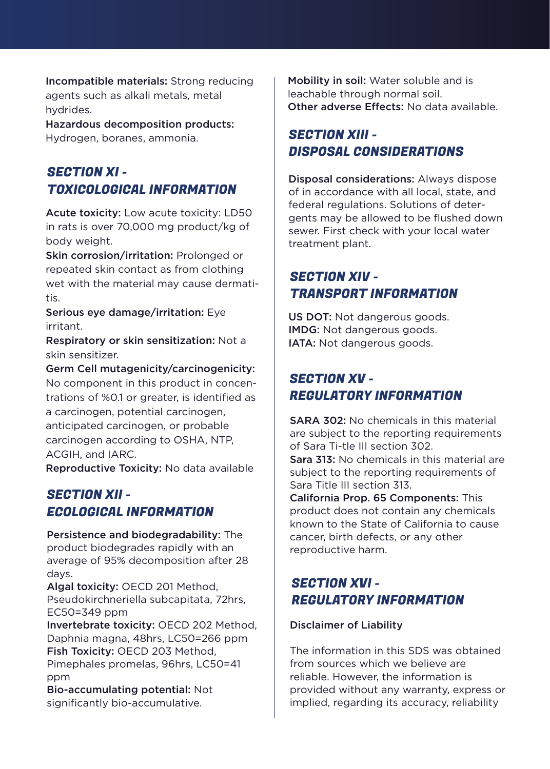**Incompatible materials:** Strong reducing agents such as alkali metals, metal hydrides.
**Hazardous decomposition products:** Hydrogen, boranes, ammonia.

## SECTION XI - TOXICOLOGICAL INFORMATION

**Acute toxicity:** Low acute toxicity: LD50 in rats is over 70,000 mg product/kg of body weight.
**Skin corrosion/irritation:** Prolonged or repeated skin contact as from clothing wet with the material may cause dermatitis.
**Serious eye damage/irritation:** Eye irritant.
**Respiratory or skin sensitization:** Not a skin sensitizer.
**Germ Cell mutagenicity/carcinogenicity:** No component in this product in concentrations of %0.1 or greater, is identified as a carcinogen, potential carcinogen, anticipated carcinogen, or probable carcinogen according to OSHA, NTP, ACGIH, and IARC.
**Reproductive Toxicity:** No data available

## SECTION XII - ECOLOGICAL INFORMATION

**Persistence and biodegradability:** The product biodegrades rapidly with an average of 95% decomposition after 28 days.
**Algal toxicity:** OECD 201 Method, Pseudokirchneriella subcapitata, 72hrs, EC50=349 ppm
**Invertebrate toxicity:** OECD 202 Method, Daphnia magna, 48hrs, LC50=266 ppm
**Fish Toxicity:** OECD 203 Method, Pimephales promelas, 96hrs, LC50=41 ppm
**Bio-accumulating potential:** Not significantly bio-accumulative.
**Mobility in soil:** Water soluble and is leachable through normal soil.
**Other adverse Effects:** No data available.

## SECTION XIII - DISPOSAL CONSIDERATIONS

**Disposal considerations:** Always dispose of in accordance with all local, state, and federal regulations. Solutions of detergents may be allowed to be flushed down sewer. First check with your local water treatment plant.

## SECTION XIV - TRANSPORT INFORMATION

**US DOT:** Not dangerous goods.
**IMDG:** Not dangerous goods.
**IATA:** Not dangerous goods.

## SECTION XV - REGULATORY INFORMATION

**SARA 302:** No chemicals in this material are subject to the reporting requirements of Sara Ti-tle III section 302.
**Sara 313:** No chemicals in this material are subject to the reporting requirements of Sara Title III section 313.
**California Prop. 65 Components:** This product does not contain any chemicals known to the State of California to cause cancer, birth defects, or any other reproductive harm.

## SECTION XVI - REGULATORY INFORMATION

Disclaimer of Liability

The information in this SDS was obtained from sources which we believe are reliable. However, the information is provided without any warranty, express or implied, regarding its accuracy, reliability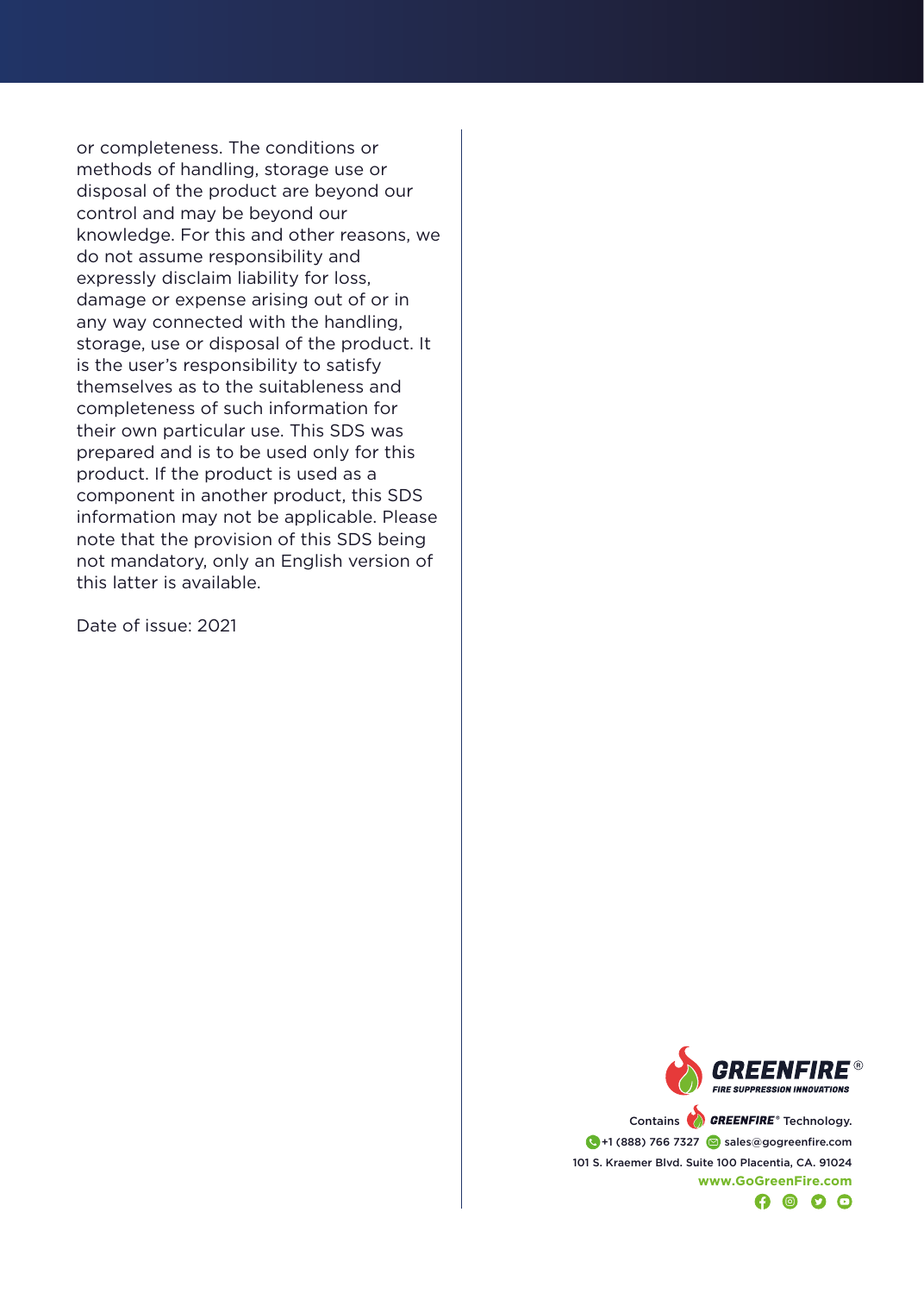or completeness. The conditions or methods of handling, storage use or disposal of the product are beyond our control and may be beyond our knowledge. For this and other reasons, we do not assume responsibility and expressly disclaim liability for loss, damage or expense arising out of or in any way connected with the handling, storage, use or disposal of the product. It is the user's responsibility to satisfy themselves as to the suitableness and completeness of such information for their own particular use. This SDS was prepared and is to be used only for this product. If the product is used as a component in another product, this SDS information may not be applicable. Please note that the provision of this SDS being not mandatory, only an English version of this latter is available.

Date of issue: 2021

GREENFIRE®
FIRE SUPPRESSION INNOVATIONS

Contains GREENFIRE® Technology.

+1 (888) 766 7327 sales@gogreenfire.com

101 S. Kraemer Blvd. Suite 100 Placentia, CA. 91024

www.GoGreenFire.com